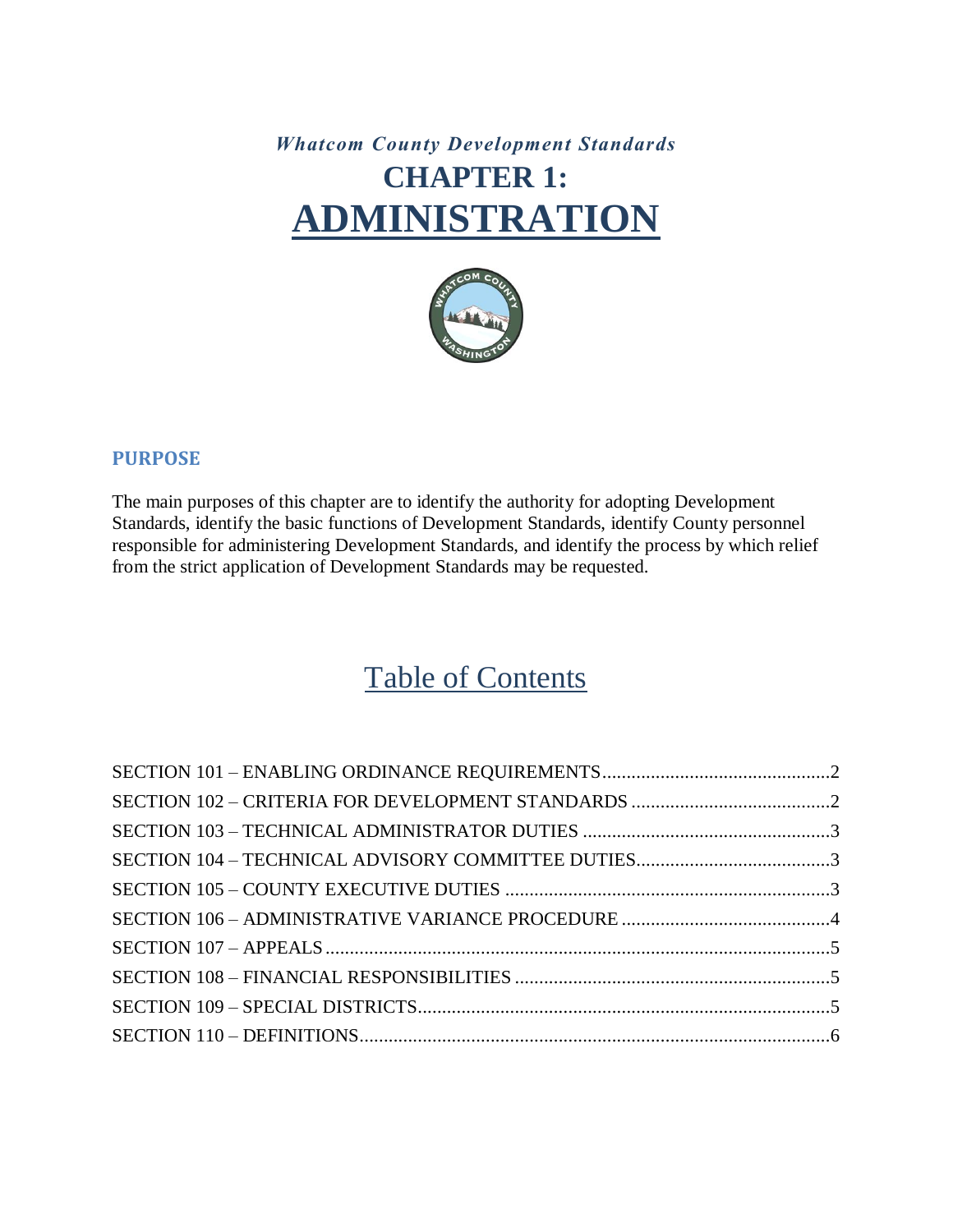*Whatcom County Development Standards*

# CHAPTER 1: ADMINISTRATION

## PURPOSE

The main purposes of this chapter are to identify the authority for adopting Development Standards, identify the basic functions of Development Standards, identify County personnel responsible for administering Development Standards, and identify the process by which relief from the strict application of Development Standards may be requested.

## Table of Contents

SECTION 101 – ENABLING ORDINANCE REQUIREMENTS....2
SECTION 102 – CRITERIA FOR DEVELOPMENT STANDARDS....2
SECTION 103 – TECHNICAL ADMINISTRATOR DUTIES....3
SECTION 104 – TECHNICAL ADVISORY COMMITTEE DUTIES....3
SECTION 105 – COUNTY EXECUTIVE DUTIES....3
SECTION 106 – ADMINISTRATIVE VARIANCE PROCEDURE....4
SECTION 107 – APPEALS....5
SECTION 108 – FINANCIAL RESPONSIBILITIES....5
SECTION 109 – SPECIAL DISTRICTS....5
SECTION 110 – DEFINITIONS....6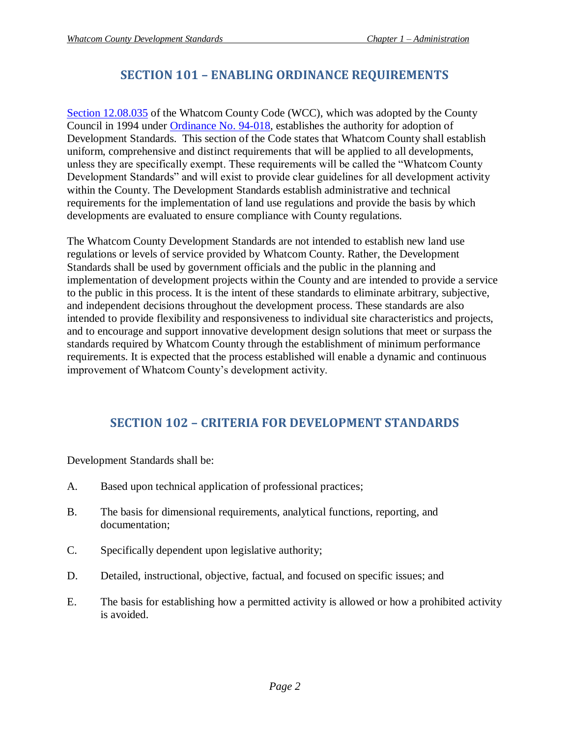## SECTION 101 – ENABLING ORDINANCE REQUIREMENTS

Section 12.08.035 of the Whatcom County Code (WCC), which was adopted by the County Council in 1994 under Ordinance No. 94-018, establishes the authority for adoption of Development Standards. This section of the Code states that Whatcom County shall establish uniform, comprehensive and distinct requirements that will be applied to all developments, unless they are specifically exempt. These requirements will be called the "Whatcom County Development Standards" and will exist to provide clear guidelines for all development activity within the County. The Development Standards establish administrative and technical requirements for the implementation of land use regulations and provide the basis by which developments are evaluated to ensure compliance with County regulations.

The Whatcom County Development Standards are not intended to establish new land use regulations or levels of service provided by Whatcom County. Rather, the Development Standards shall be used by government officials and the public in the planning and implementation of development projects within the County and are intended to provide a service to the public in this process. It is the intent of these standards to eliminate arbitrary, subjective, and independent decisions throughout the development process. These standards are also intended to provide flexibility and responsiveness to individual site characteristics and projects, and to encourage and support innovative development design solutions that meet or surpass the standards required by Whatcom County through the establishment of minimum performance requirements. It is expected that the process established will enable a dynamic and continuous improvement of Whatcom County's development activity.

## SECTION 102 – CRITERIA FOR DEVELOPMENT STANDARDS

Development Standards shall be:

A. Based upon technical application of professional practices;

B. The basis for dimensional requirements, analytical functions, reporting, and documentation;

C. Specifically dependent upon legislative authority;

D. Detailed, instructional, objective, factual, and focused on specific issues; and

E. The basis for establishing how a permitted activity is allowed or how a prohibited activity is avoided.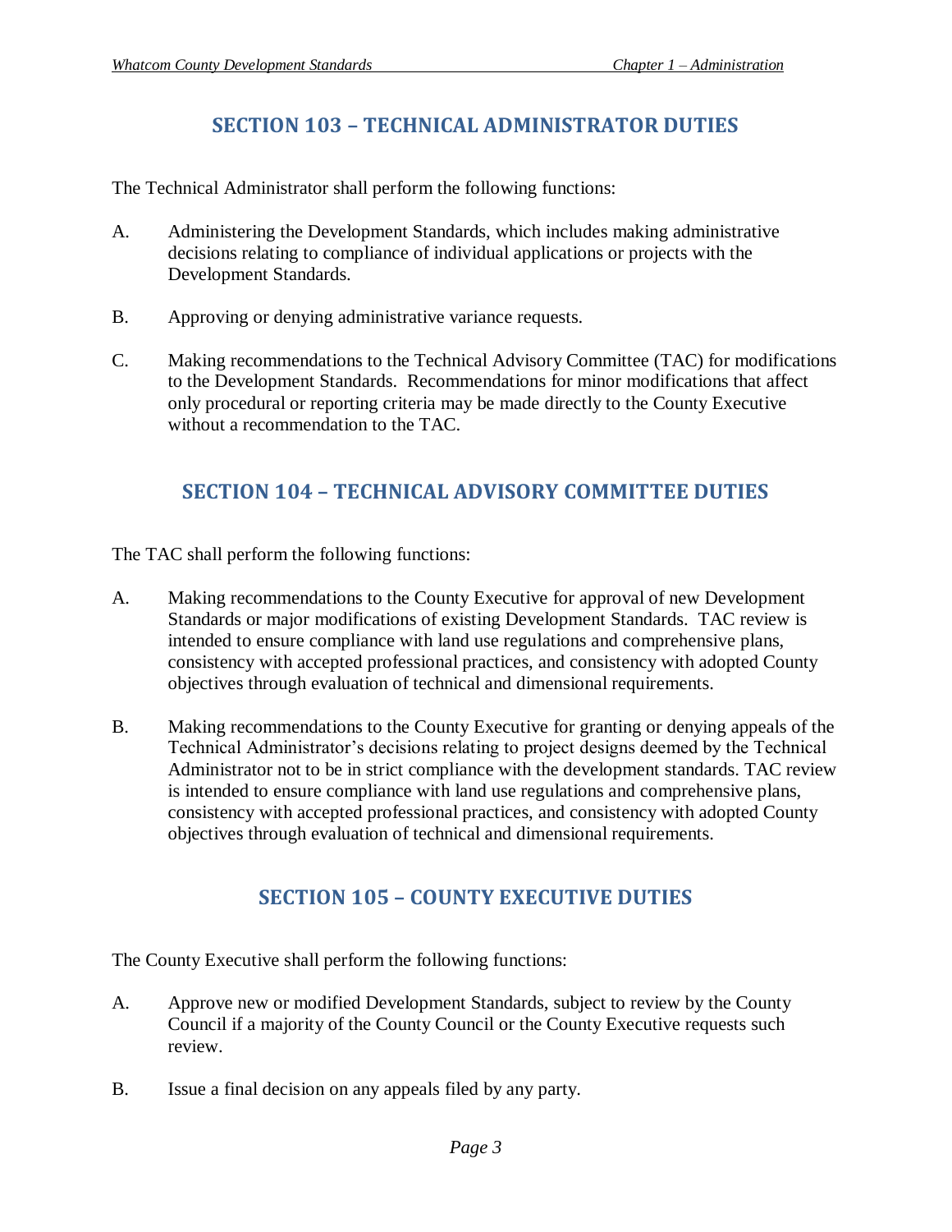## SECTION 103 – TECHNICAL ADMINISTRATOR DUTIES

The Technical Administrator shall perform the following functions:

A. Administering the Development Standards, which includes making administrative decisions relating to compliance of individual applications or projects with the Development Standards.

B. Approving or denying administrative variance requests.

C. Making recommendations to the Technical Advisory Committee (TAC) for modifications to the Development Standards. Recommendations for minor modifications that affect only procedural or reporting criteria may be made directly to the County Executive without a recommendation to the TAC.

## SECTION 104 – TECHNICAL ADVISORY COMMITTEE DUTIES

The TAC shall perform the following functions:

A. Making recommendations to the County Executive for approval of new Development Standards or major modifications of existing Development Standards. TAC review is intended to ensure compliance with land use regulations and comprehensive plans, consistency with accepted professional practices, and consistency with adopted County objectives through evaluation of technical and dimensional requirements.

B. Making recommendations to the County Executive for granting or denying appeals of the Technical Administrator's decisions relating to project designs deemed by the Technical Administrator not to be in strict compliance with the development standards. TAC review is intended to ensure compliance with land use regulations and comprehensive plans, consistency with accepted professional practices, and consistency with adopted County objectives through evaluation of technical and dimensional requirements.

## SECTION 105 – COUNTY EXECUTIVE DUTIES

The County Executive shall perform the following functions:

A. Approve new or modified Development Standards, subject to review by the County Council if a majority of the County Council or the County Executive requests such review.

B. Issue a final decision on any appeals filed by any party.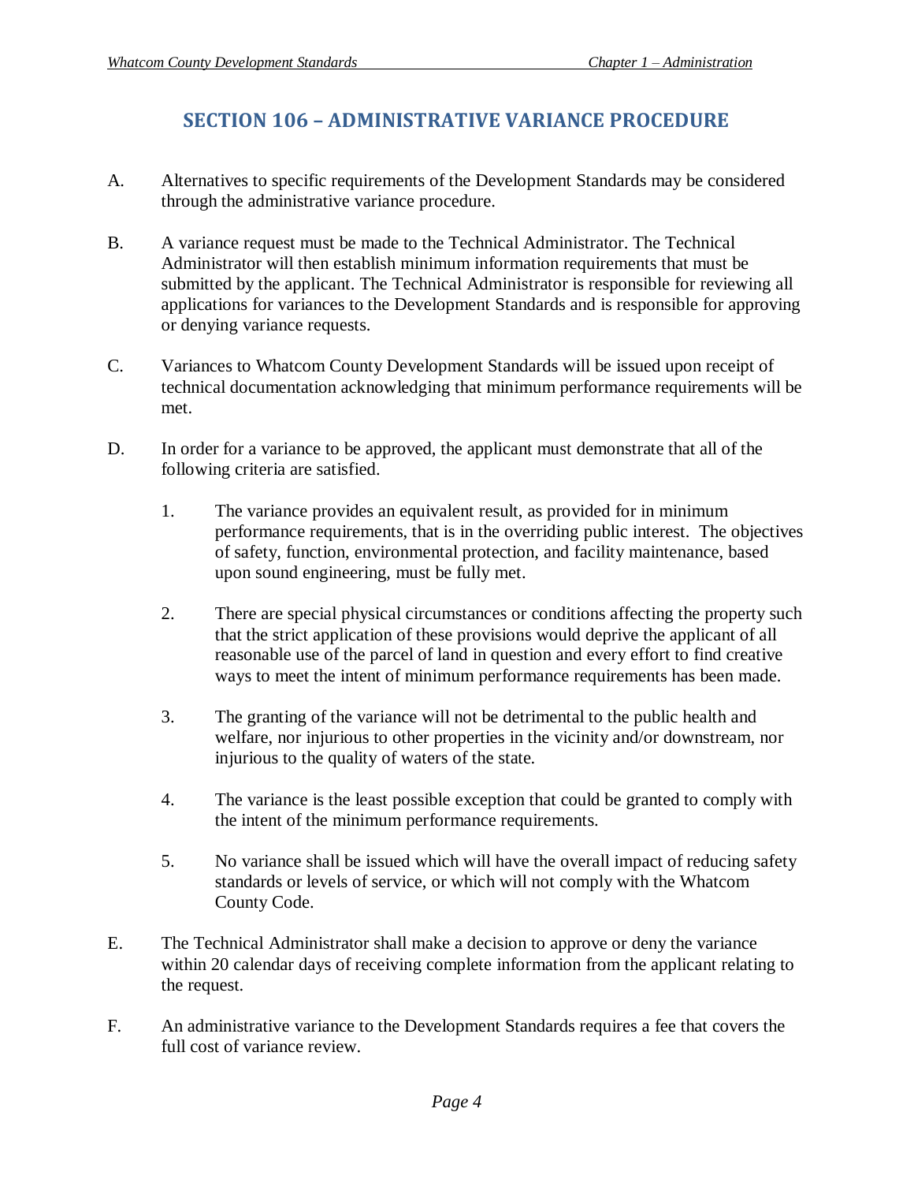## SECTION 106 – ADMINISTRATIVE VARIANCE PROCEDURE

A. Alternatives to specific requirements of the Development Standards may be considered through the administrative variance procedure.

B. A variance request must be made to the Technical Administrator. The Technical Administrator will then establish minimum information requirements that must be submitted by the applicant. The Technical Administrator is responsible for reviewing all applications for variances to the Development Standards and is responsible for approving or denying variance requests.

C. Variances to Whatcom County Development Standards will be issued upon receipt of technical documentation acknowledging that minimum performance requirements will be met.

D. In order for a variance to be approved, the applicant must demonstrate that all of the following criteria are satisfied.

   1. The variance provides an equivalent result, as provided for in minimum performance requirements, that is in the overriding public interest. The objectives of safety, function, environmental protection, and facility maintenance, based upon sound engineering, must be fully met.

   2. There are special physical circumstances or conditions affecting the property such that the strict application of these provisions would deprive the applicant of all reasonable use of the parcel of land in question and every effort to find creative ways to meet the intent of minimum performance requirements has been made.

   3. The granting of the variance will not be detrimental to the public health and welfare, nor injurious to other properties in the vicinity and/or downstream, nor injurious to the quality of waters of the state.

   4. The variance is the least possible exception that could be granted to comply with the intent of the minimum performance requirements.

   5. No variance shall be issued which will have the overall impact of reducing safety standards or levels of service, or which will not comply with the Whatcom County Code.

E. The Technical Administrator shall make a decision to approve or deny the variance within 20 calendar days of receiving complete information from the applicant relating to the request.

F. An administrative variance to the Development Standards requires a fee that covers the full cost of variance review.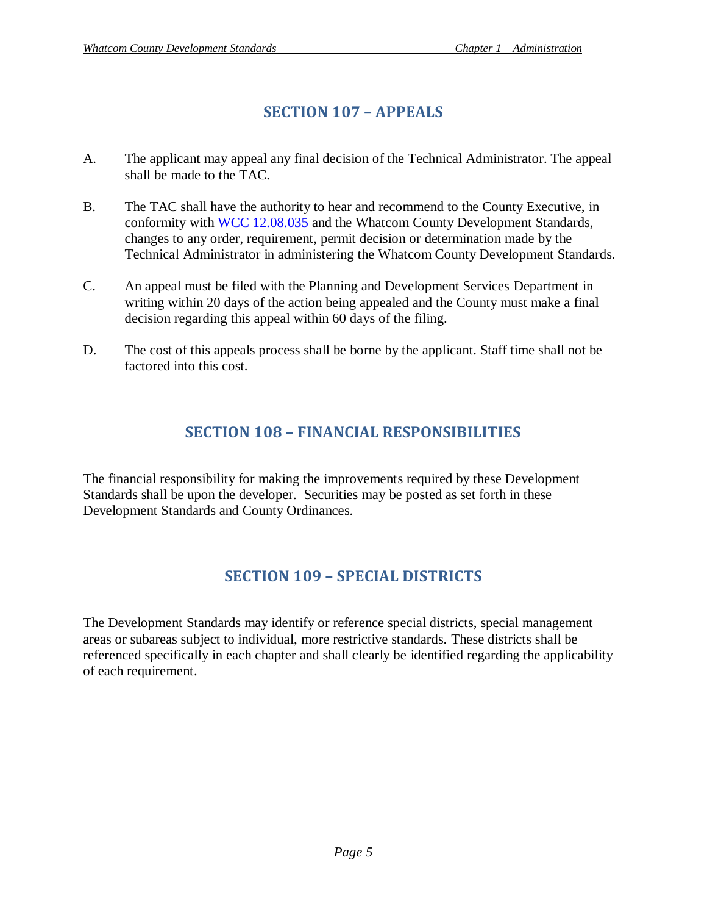## SECTION 107 – APPEALS

A. The applicant may appeal any final decision of the Technical Administrator. The appeal shall be made to the TAC.

B. The TAC shall have the authority to hear and recommend to the County Executive, in conformity with WCC 12.08.035 and the Whatcom County Development Standards, changes to any order, requirement, permit decision or determination made by the Technical Administrator in administering the Whatcom County Development Standards.

C. An appeal must be filed with the Planning and Development Services Department in writing within 20 days of the action being appealed and the County must make a final decision regarding this appeal within 60 days of the filing.

D. The cost of this appeals process shall be borne by the applicant. Staff time shall not be factored into this cost.

## SECTION 108 – FINANCIAL RESPONSIBILITIES

The financial responsibility for making the improvements required by these Development Standards shall be upon the developer. Securities may be posted as set forth in these Development Standards and County Ordinances.

## SECTION 109 – SPECIAL DISTRICTS

The Development Standards may identify or reference special districts, special management areas or subareas subject to individual, more restrictive standards. These districts shall be referenced specifically in each chapter and shall clearly be identified regarding the applicability of each requirement.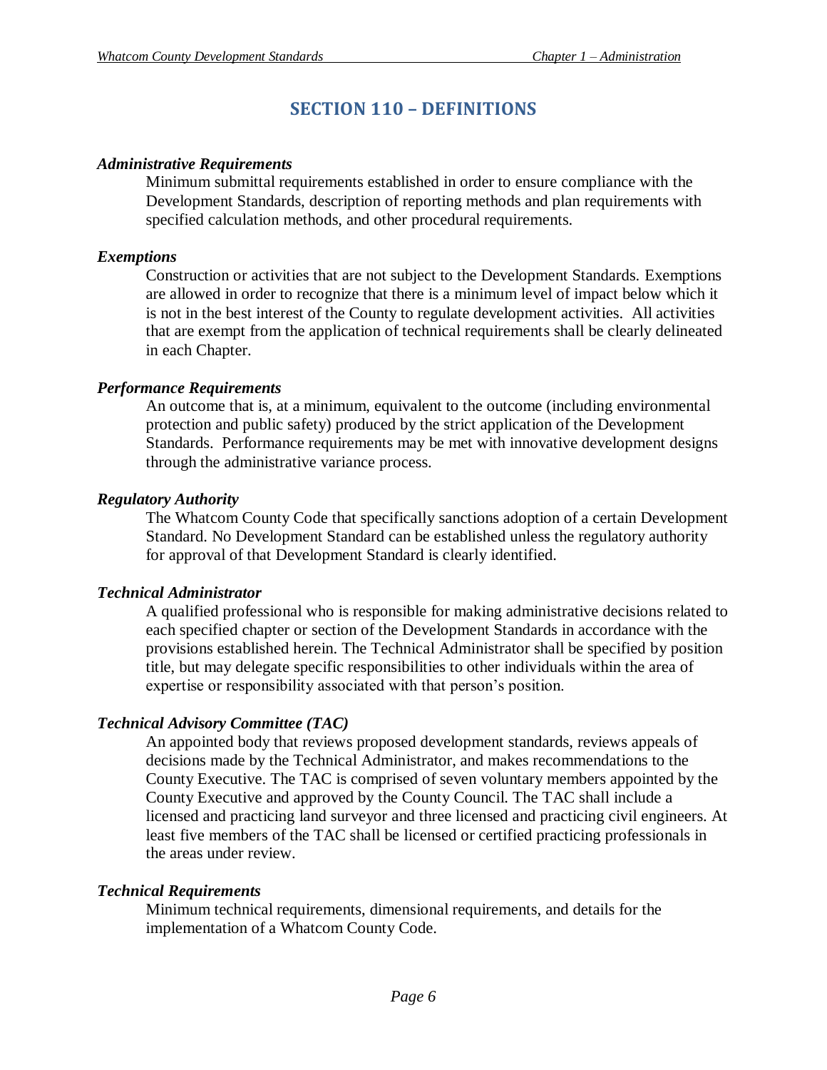# SECTION 110 – DEFINITIONS

***Administrative Requirements***

Minimum submittal requirements established in order to ensure compliance with the Development Standards, description of reporting methods and plan requirements with specified calculation methods, and other procedural requirements.

***Exemptions***

Construction or activities that are not subject to the Development Standards. Exemptions are allowed in order to recognize that there is a minimum level of impact below which it is not in the best interest of the County to regulate development activities. All activities that are exempt from the application of technical requirements shall be clearly delineated in each Chapter.

***Performance Requirements***

An outcome that is, at a minimum, equivalent to the outcome (including environmental protection and public safety) produced by the strict application of the Development Standards. Performance requirements may be met with innovative development designs through the administrative variance process.

***Regulatory Authority***

The Whatcom County Code that specifically sanctions adoption of a certain Development Standard. No Development Standard can be established unless the regulatory authority for approval of that Development Standard is clearly identified.

***Technical Administrator***

A qualified professional who is responsible for making administrative decisions related to each specified chapter or section of the Development Standards in accordance with the provisions established herein. The Technical Administrator shall be specified by position title, but may delegate specific responsibilities to other individuals within the area of expertise or responsibility associated with that person's position.

***Technical Advisory Committee (TAC)***

An appointed body that reviews proposed development standards, reviews appeals of decisions made by the Technical Administrator, and makes recommendations to the County Executive. The TAC is comprised of seven voluntary members appointed by the County Executive and approved by the County Council. The TAC shall include a licensed and practicing land surveyor and three licensed and practicing civil engineers. At least five members of the TAC shall be licensed or certified practicing professionals in the areas under review.

***Technical Requirements***

Minimum technical requirements, dimensional requirements, and details for the implementation of a Whatcom County Code.